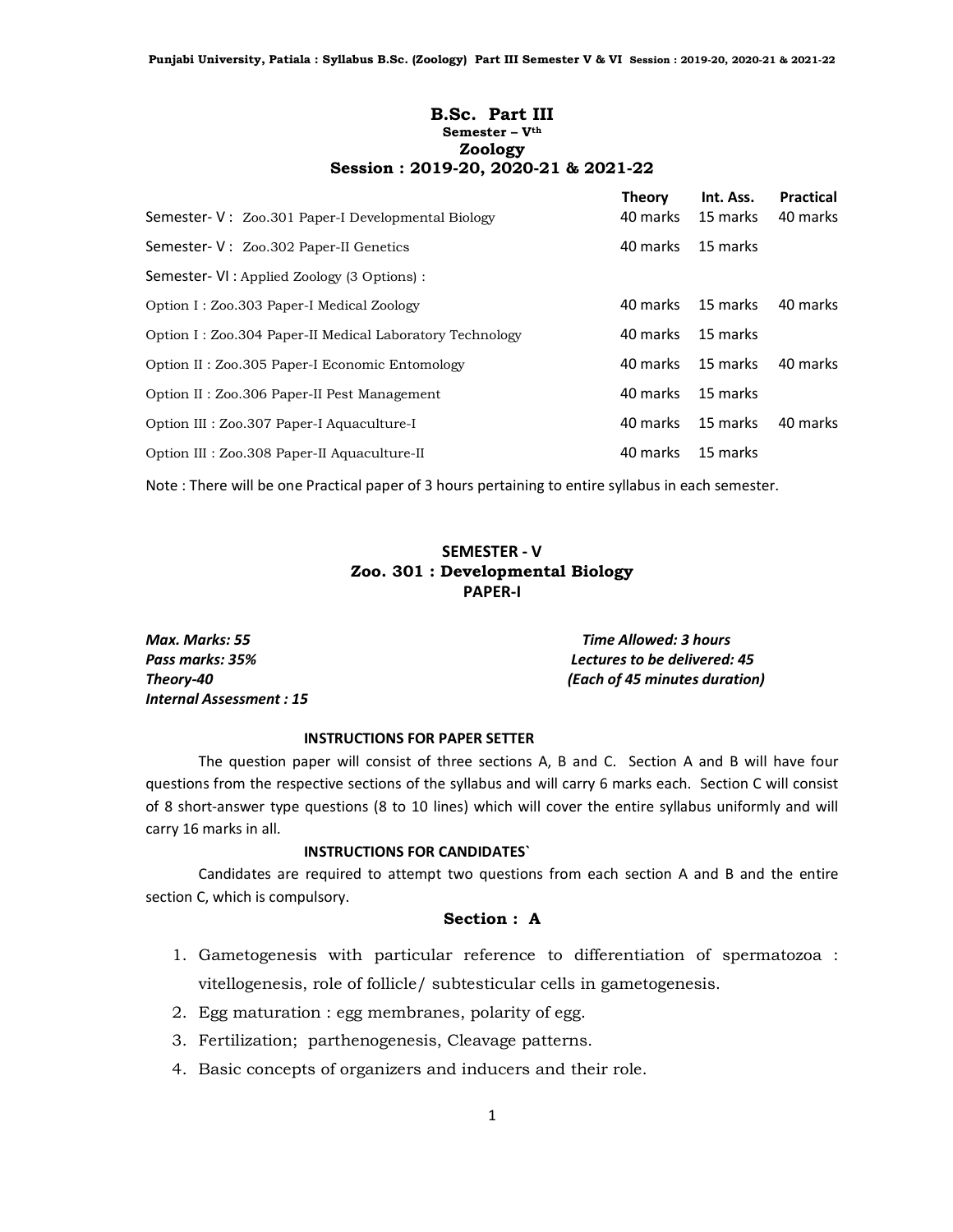# B.Sc. Part III

### Semester – V[th]

### Zoology

### Session : 2019-20, 2020-21 & 2021-22

| | Theory | Int. Ass. | Practical |
|---|---|---|---|
| Semester- V : Zoo.301 Paper-I Developmental Biology | 40 marks | 15 marks | 40 marks |
| Semester- V : Zoo.302 Paper-II Genetics | 40 marks | 15 marks | |
| Semester- VI : Applied Zoology (3 Options) : | | | |
| Option I : Zoo.303 Paper-I Medical Zoology | 40 marks | 15 marks | 40 marks |
| Option I : Zoo.304 Paper-II Medical Laboratory Technology | 40 marks | 15 marks | |
| Option II : Zoo.305 Paper-I Economic Entomology | 40 marks | 15 marks | 40 marks |
| Option II : Zoo.306 Paper-II Pest Management | 40 marks | 15 marks | |
| Option III : Zoo.307 Paper-I Aquaculture-I | 40 marks | 15 marks | 40 marks |
| Option III : Zoo.308 Paper-II Aquaculture-II | 40 marks | 15 marks | |

Note : There will be one Practical paper of 3 hours pertaining to entire syllabus in each semester.

## SEMESTER - V
## Zoo. 301 : Developmental Biology
## PAPER-I

***Max. Marks: 55*** — ***Time Allowed: 3 hours***
***Pass marks: 35%*** — ***Lectures to be delivered: 45***
***Theory-40*** — ***(Each of 45 minutes duration)***
***Internal Assessment : 15***

**INSTRUCTIONS FOR PAPER SETTER**

The question paper will consist of three sections A, B and C. Section A and B will have four questions from the respective sections of the syllabus and will carry 6 marks each. Section C will consist of 8 short-answer type questions (8 to 10 lines) which will cover the entire syllabus uniformly and will carry 16 marks in all.

**INSTRUCTIONS FOR CANDIDATES`**

Candidates are required to attempt two questions from each section A and B and the entire section C, which is compulsory.

### Section : A

1. Gametogenesis with particular reference to differentiation of spermatozoa : vitellogenesis, role of follicle/ subtesticular cells in gametogenesis.
2. Egg maturation : egg membranes, polarity of egg.
3. Fertilization; parthenogenesis, Cleavage patterns.
4. Basic concepts of organizers and inducers and their role.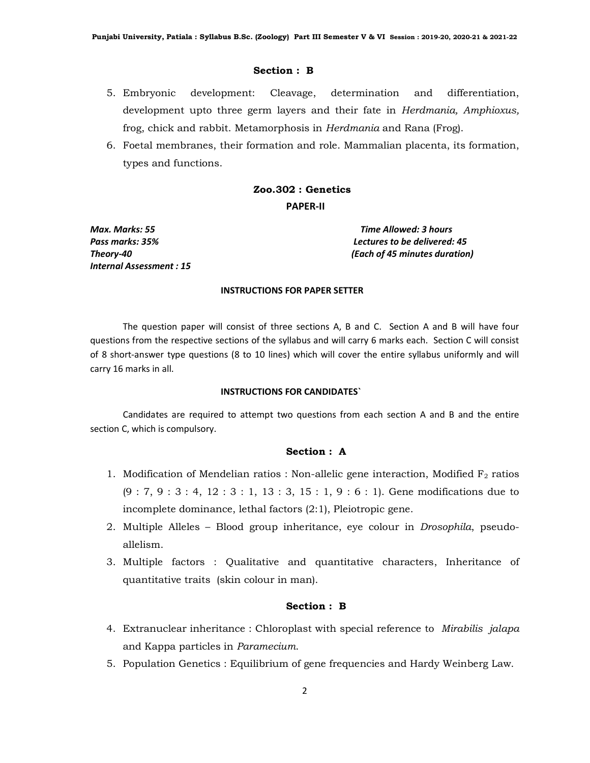### Section : B

5. Embryonic development: Cleavage, determination and differentiation, development upto three germ layers and their fate in *Herdmania, Amphioxus,* frog, chick and rabbit. Metamorphosis in *Herdmania* and Rana (Frog).
6. Foetal membranes, their formation and role. Mammalian placenta, its formation, types and functions.

## Zoo.302 : Genetics

### PAPER-II

***Max. Marks: 55*** — ***Time Allowed: 3 hours***
***Pass marks: 35%*** — ***Lectures to be delivered: 45***
***Theory-40*** — ***(Each of 45 minutes duration)***
***Internal Assessment : 15***

#### INSTRUCTIONS FOR PAPER SETTER

The question paper will consist of three sections A, B and C. Section A and B will have four questions from the respective sections of the syllabus and will carry 6 marks each. Section C will consist of 8 short-answer type questions (8 to 10 lines) which will cover the entire syllabus uniformly and will carry 16 marks in all.

#### INSTRUCTIONS FOR CANDIDATES`

Candidates are required to attempt two questions from each section A and B and the entire section C, which is compulsory.

### Section : A

1. Modification of Mendelian ratios : Non-allelic gene interaction, Modified $F_2$ ratios (9 : 7, 9 : 3 : 4, 12 : 3 : 1, 13 : 3, 15 : 1, 9 : 6 : 1). Gene modifications due to incomplete dominance, lethal factors (2:1), Pleiotropic gene.
2. Multiple Alleles – Blood group inheritance, eye colour in *Drosophila*, pseudo-allelism.
3. Multiple factors : Qualitative and quantitative characters, Inheritance of quantitative traits (skin colour in man).

### Section : B

4. Extranuclear inheritance : Chloroplast with special reference to *Mirabilis jalapa* and Kappa particles in *Paramecium.*
5. Population Genetics : Equilibrium of gene frequencies and Hardy Weinberg Law.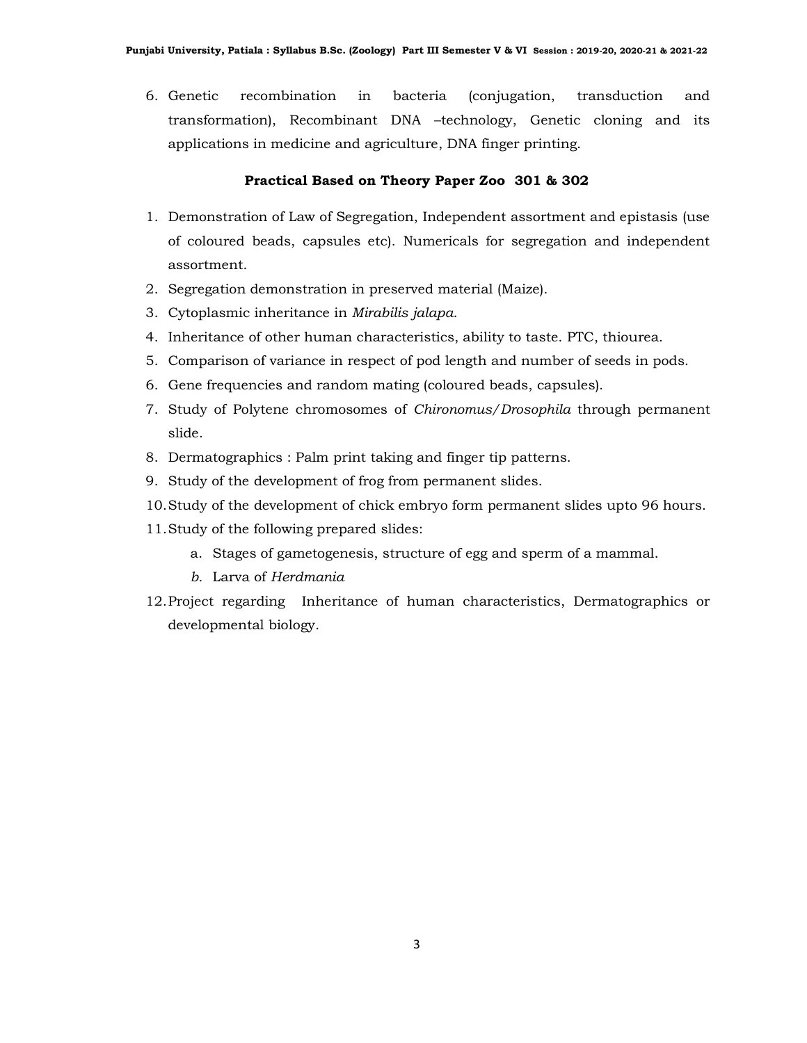6. Genetic recombination in bacteria (conjugation, transduction and transformation), Recombinant DNA –technology, Genetic cloning and its applications in medicine and agriculture, DNA finger printing.

**Practical Based on Theory Paper Zoo 301 & 302**

1. Demonstration of Law of Segregation, Independent assortment and epistasis (use of coloured beads, capsules etc). Numericals for segregation and independent assortment.
2. Segregation demonstration in preserved material (Maize).
3. Cytoplasmic inheritance in *Mirabilis jalapa*.
4. Inheritance of other human characteristics, ability to taste. PTC, thiourea.
5. Comparison of variance in respect of pod length and number of seeds in pods.
6. Gene frequencies and random mating (coloured beads, capsules).
7. Study of Polytene chromosomes of *Chironomus/Drosophila* through permanent slide.
8. Dermatographics : Palm print taking and finger tip patterns.
9. Study of the development of frog from permanent slides.
10. Study of the development of chick embryo form permanent slides upto 96 hours.
11. Study of the following prepared slides:
    a. Stages of gametogenesis, structure of egg and sperm of a mammal.
    *b.* Larva of *Herdmania*
12. Project regarding Inheritance of human characteristics, Dermatographics or developmental biology.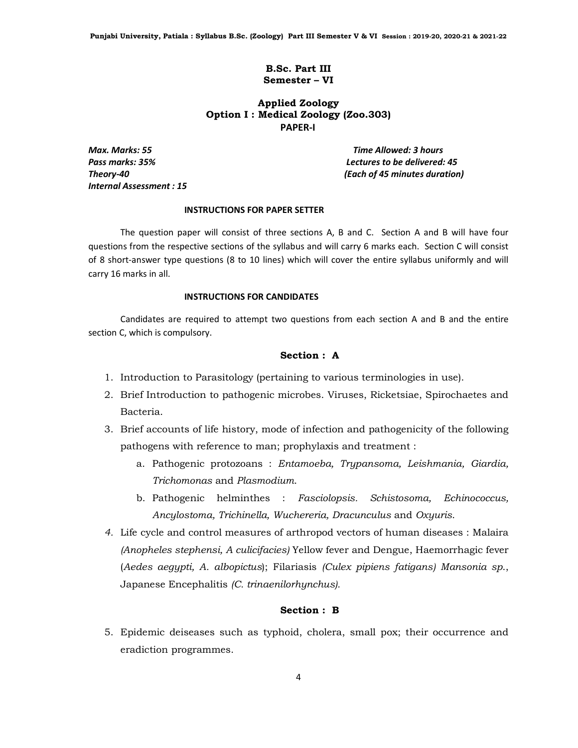# B.Sc. Part III
## Semester – VI

## Applied Zoology
## Option I : Medical Zoology (Zoo.303)
### PAPER-I

*Max. Marks: 55* &nbsp;&nbsp;&nbsp;&nbsp;&nbsp;&nbsp;&nbsp;&nbsp;&nbsp;&nbsp; *Time Allowed: 3 hours*
*Pass marks: 35%* &nbsp;&nbsp;&nbsp;&nbsp;&nbsp;&nbsp;&nbsp;&nbsp;&nbsp;&nbsp; *Lectures to be delivered: 45*
*Theory-40* &nbsp;&nbsp;&nbsp;&nbsp;&nbsp;&nbsp;&nbsp;&nbsp;&nbsp;&nbsp; *(Each of 45 minutes duration)*
*Internal Assessment : 15*

**INSTRUCTIONS FOR PAPER SETTER**

The question paper will consist of three sections A, B and C. Section A and B will have four questions from the respective sections of the syllabus and will carry 6 marks each. Section C will consist of 8 short-answer type questions (8 to 10 lines) which will cover the entire syllabus uniformly and will carry 16 marks in all.

**INSTRUCTIONS FOR CANDIDATES**

Candidates are required to attempt two questions from each section A and B and the entire section C, which is compulsory.

**Section : A**

1. Introduction to Parasitology (pertaining to various terminologies in use).
2. Brief Introduction to pathogenic microbes. Viruses, Ricketsiae, Spirochaetes and Bacteria.
3. Brief accounts of life history, mode of infection and pathogenicity of the following pathogens with reference to man; prophylaxis and treatment :
   a. Pathogenic protozoans : *Entamoeba, Trypansoma, Leishmania, Giardia, Trichomonas* and *Plasmodium*.
   b. Pathogenic helminthes : *Fasciolopsis*. *Schistosoma, Echinococcus, Ancylostoma, Trichinella, Wuchereria, Dracunculus* and *Oxyuris*.
4. Life cycle and control measures of arthropod vectors of human diseases : Malaira *(Anopheles stephensi, A culicifacies)* Yellow fever and Dengue, Haemorrhagic fever (*Aedes aegypti, A. albopictus*); Filariasis *(Culex pipiens fatigans) Mansonia sp.*, Japanese Encephalitis *(C. trinaenilorhynchus).*

**Section : B**

5. Epidemic deiseases such as typhoid, cholera, small pox; their occurrence and eradiction programmes.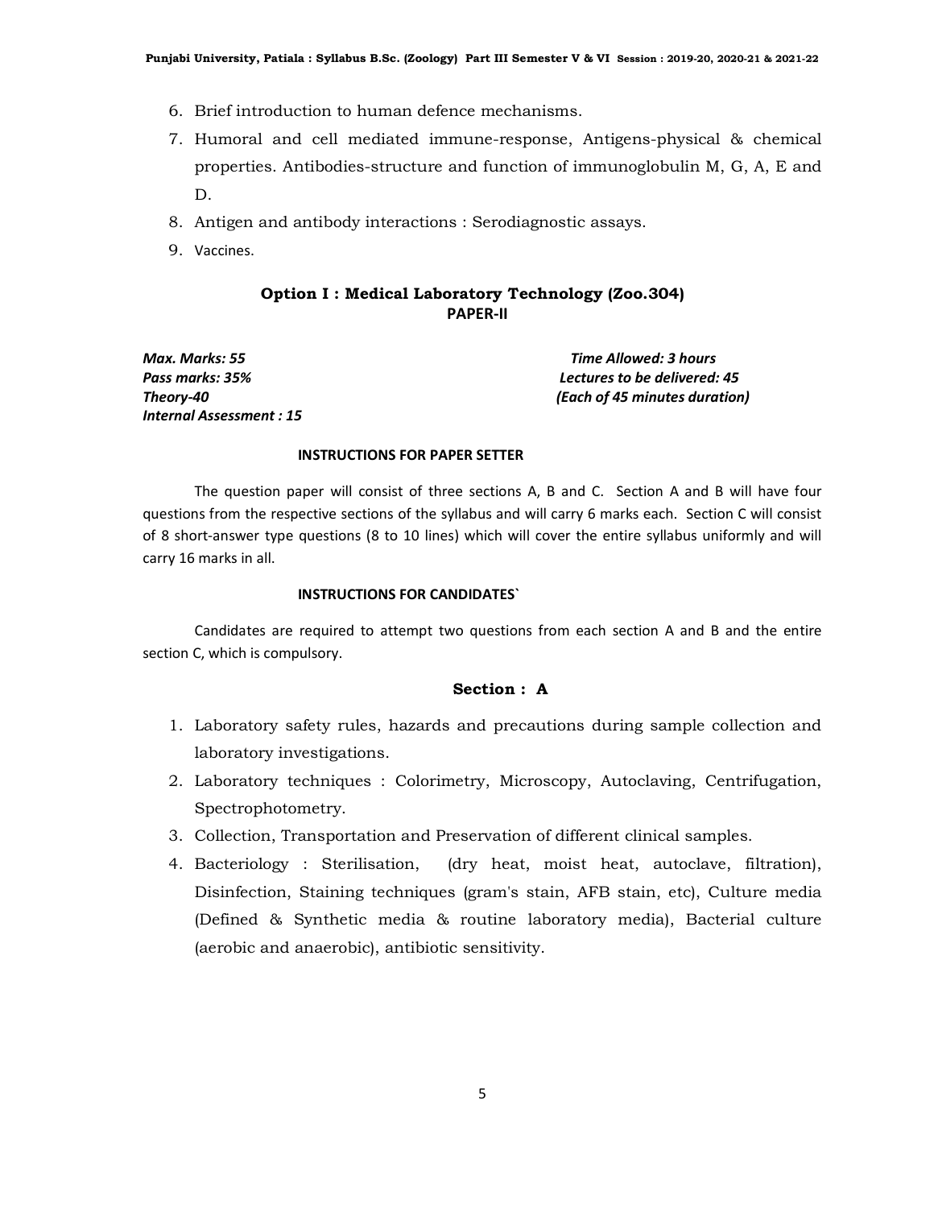6. Brief introduction to human defence mechanisms.
7. Humoral and cell mediated immune-response, Antigens-physical & chemical properties. Antibodies-structure and function of immunoglobulin M, G, A, E and D.
8. Antigen and antibody interactions : Serodiagnostic assays.
9. Vaccines.

## Option I : Medical Laboratory Technology (Zoo.304)

### PAPER-II

***Max. Marks: 55*** | ***Time Allowed: 3 hours***
***Pass marks: 35%*** | ***Lectures to be delivered: 45***
***Theory-40*** | ***(Each of 45 minutes duration)***
***Internal Assessment : 15***

**INSTRUCTIONS FOR PAPER SETTER**

The question paper will consist of three sections A, B and C. Section A and B will have four questions from the respective sections of the syllabus and will carry 6 marks each. Section C will consist of 8 short-answer type questions (8 to 10 lines) which will cover the entire syllabus uniformly and will carry 16 marks in all.

**INSTRUCTIONS FOR CANDIDATES`**

Candidates are required to attempt two questions from each section A and B and the entire section C, which is compulsory.

### Section : A

1. Laboratory safety rules, hazards and precautions during sample collection and laboratory investigations.
2. Laboratory techniques : Colorimetry, Microscopy, Autoclaving, Centrifugation, Spectrophotometry.
3. Collection, Transportation and Preservation of different clinical samples.
4. Bacteriology : Sterilisation, (dry heat, moist heat, autoclave, filtration), Disinfection, Staining techniques (gram's stain, AFB stain, etc), Culture media (Defined & Synthetic media & routine laboratory media), Bacterial culture (aerobic and anaerobic), antibiotic sensitivity.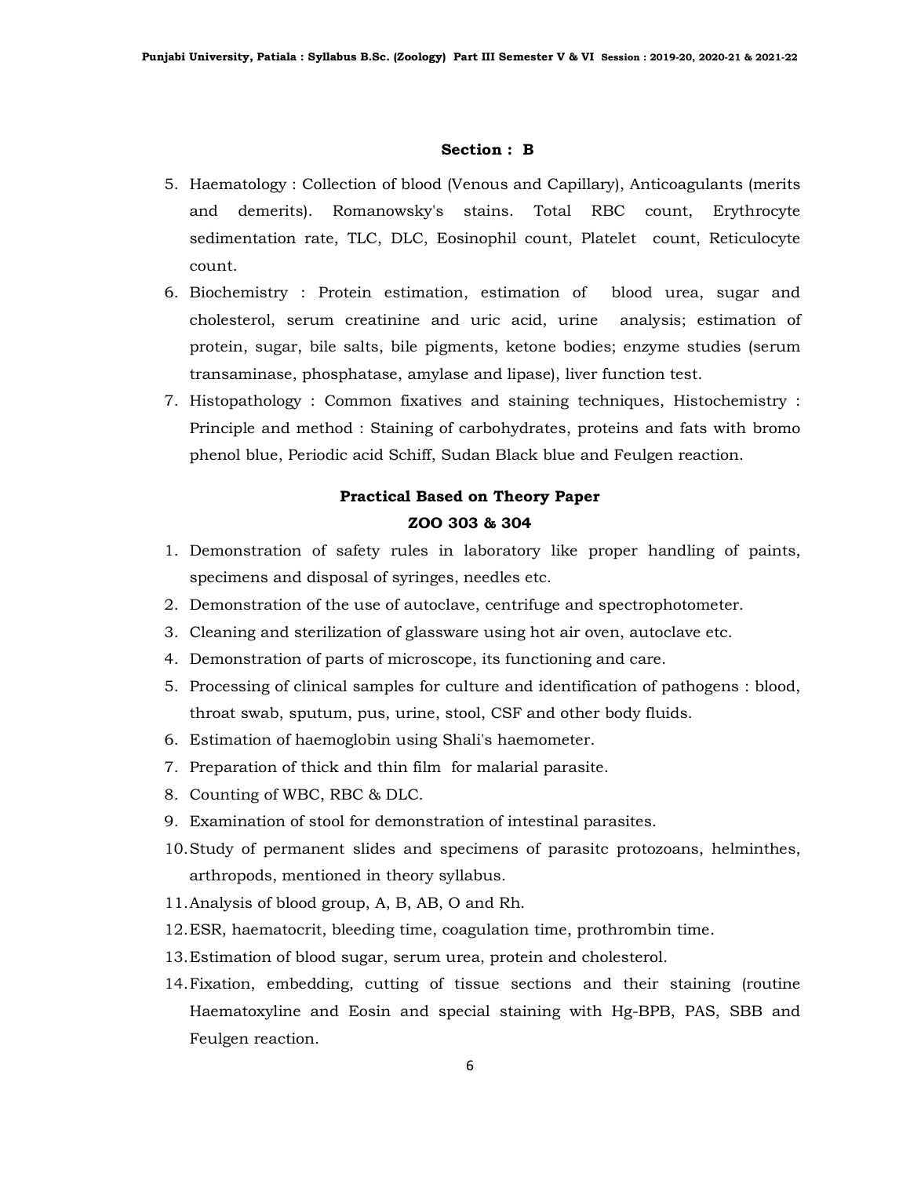### Section : B

5. Haematology : Collection of blood (Venous and Capillary), Anticoagulants (merits and demerits). Romanowsky's stains. Total RBC count, Erythrocyte sedimentation rate, TLC, DLC, Eosinophil count, Platelet count, Reticulocyte count.
6. Biochemistry : Protein estimation, estimation of blood urea, sugar and cholesterol, serum creatinine and uric acid, urine analysis; estimation of protein, sugar, bile salts, bile pigments, ketone bodies; enzyme studies (serum transaminase, phosphatase, amylase and lipase), liver function test.
7. Histopathology : Common fixatives and staining techniques, Histochemistry : Principle and method : Staining of carbohydrates, proteins and fats with bromo phenol blue, Periodic acid Schiff, Sudan Black blue and Feulgen reaction.

### Practical Based on Theory Paper

### ZOO 303 & 304

1. Demonstration of safety rules in laboratory like proper handling of paints, specimens and disposal of syringes, needles etc.
2. Demonstration of the use of autoclave, centrifuge and spectrophotometer.
3. Cleaning and sterilization of glassware using hot air oven, autoclave etc.
4. Demonstration of parts of microscope, its functioning and care.
5. Processing of clinical samples for culture and identification of pathogens : blood, throat swab, sputum, pus, urine, stool, CSF and other body fluids.
6. Estimation of haemoglobin using Shali's haemometer.
7. Preparation of thick and thin film for malarial parasite.
8. Counting of WBC, RBC & DLC.
9. Examination of stool for demonstration of intestinal parasites.
10. Study of permanent slides and specimens of parasitc protozoans, helminthes, arthropods, mentioned in theory syllabus.
11. Analysis of blood group, A, B, AB, O and Rh.
12. ESR, haematocrit, bleeding time, coagulation time, prothrombin time.
13. Estimation of blood sugar, serum urea, protein and cholesterol.
14. Fixation, embedding, cutting of tissue sections and their staining (routine Haematoxyline and Eosin and special staining with Hg-BPB, PAS, SBB and Feulgen reaction.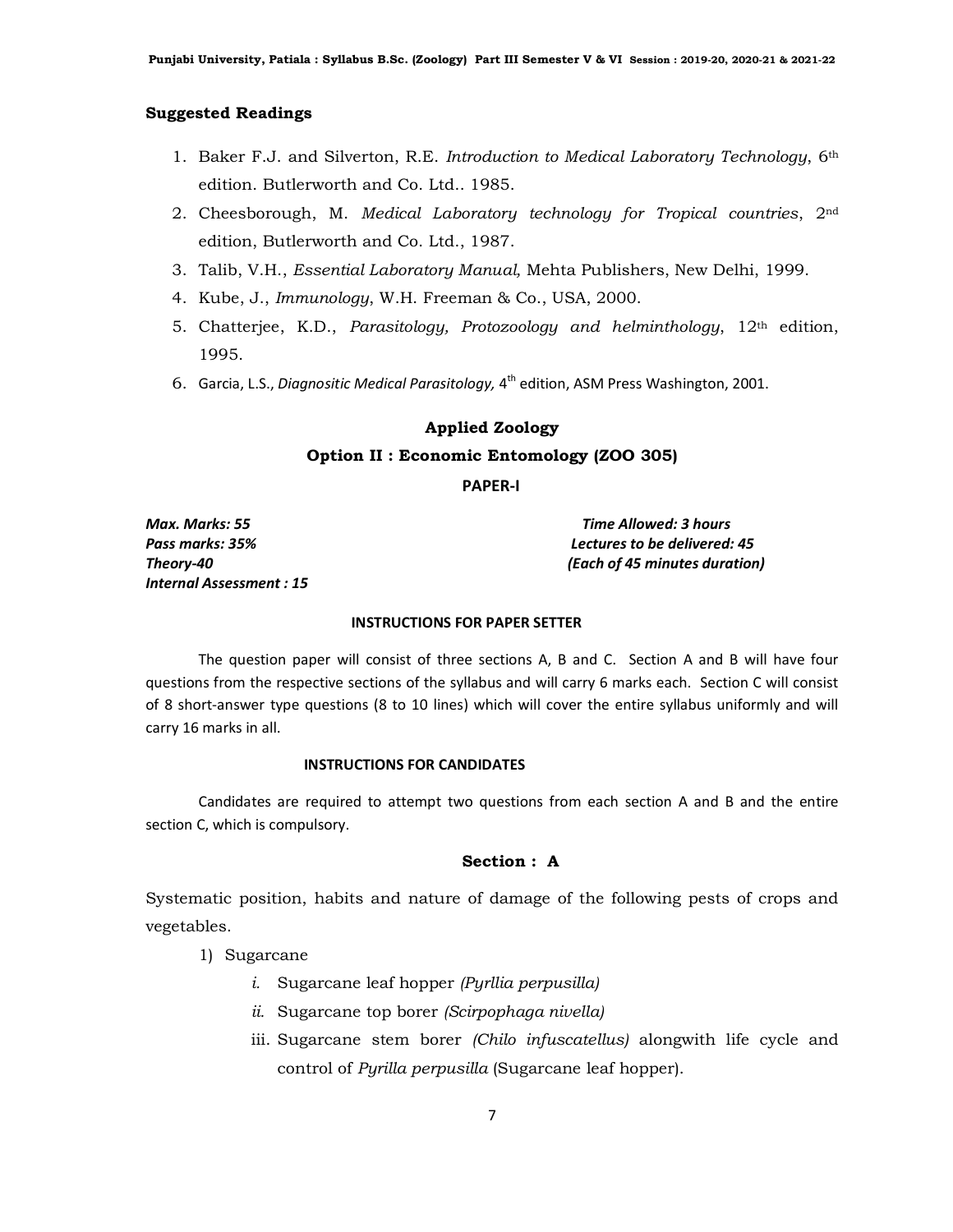## Suggested Readings

1. Baker F.J. and Silverton, R.E. *Introduction to Medical Laboratory Technology*, 6th edition. Butlerworth and Co. Ltd.. 1985.
2. Cheesborough, M. *Medical Laboratory technology for Tropical countries*, 2nd edition, Butlerworth and Co. Ltd., 1987.
3. Talib, V.H., *Essential Laboratory Manual*, Mehta Publishers, New Delhi, 1999.
4. Kube, J., *Immunology*, W.H. Freeman & Co., USA, 2000.
5. Chatterjee, K.D., *Parasitology, Protozoology and helminthology*, 12th edition, 1995.
6. Garcia, L.S., *Diagnositic Medical Parasitology,* 4th edition, ASM Press Washington, 2001.

## Applied Zoology

### Option II : Economic Entomology (ZOO 305)

### PAPER-I

***Max. Marks: 55*** — ***Time Allowed: 3 hours***
***Pass marks: 35%*** — ***Lectures to be delivered: 45***
***Theory-40*** — ***(Each of 45 minutes duration)***
***Internal Assessment : 15***

**INSTRUCTIONS FOR PAPER SETTER**

The question paper will consist of three sections A, B and C. Section A and B will have four questions from the respective sections of the syllabus and will carry 6 marks each. Section C will consist of 8 short-answer type questions (8 to 10 lines) which will cover the entire syllabus uniformly and will carry 16 marks in all.

**INSTRUCTIONS FOR CANDIDATES**

Candidates are required to attempt two questions from each section A and B and the entire section C, which is compulsory.

### Section : A

Systematic position, habits and nature of damage of the following pests of crops and vegetables.

1) Sugarcane
   - *i.* Sugarcane leaf hopper *(Pyrllia perpusilla)*
   - *ii.* Sugarcane top borer *(Scirpophaga nivella)*
   - iii. Sugarcane stem borer *(Chilo infuscatellus)* alongwith life cycle and control of *Pyrilla perpusilla* (Sugarcane leaf hopper).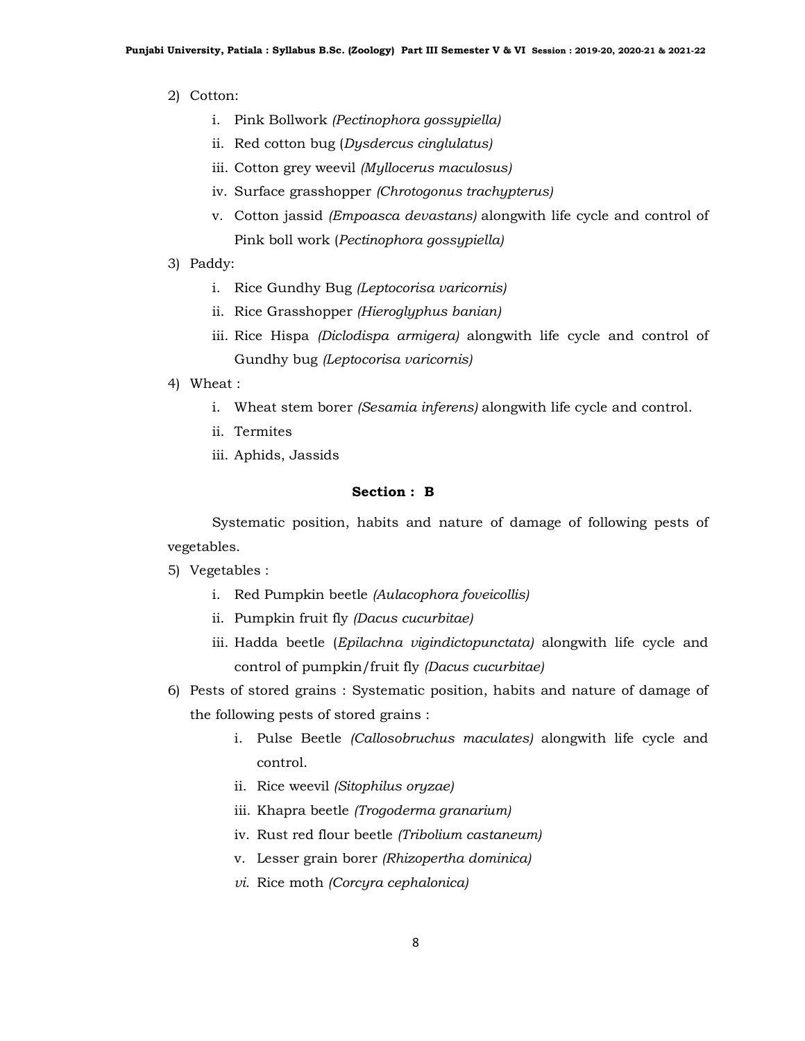2) Cotton:
    i. Pink Bollwork *(Pectinophora gossypiella)*
    ii. Red cotton bug (*Dysdercus cinglulatus)*
    iii. Cotton grey weevil *(Myllocerus maculosus)*
    iv. Surface grasshopper *(Chrotogonus trachypterus)*
    v. Cotton jassid *(Empoasca devastans)* alongwith life cycle and control of Pink boll work (*Pectinophora gossypiella)*

3) Paddy:
    i. Rice Gundhy Bug *(Leptocorisa varicornis)*
    ii. Rice Grasshopper *(Hieroglyphus banian)*
    iii. Rice Hispa *(Diclodispa armigera)* alongwith life cycle and control of Gundhy bug *(Leptocorisa varicornis)*

4) Wheat :
    i. Wheat stem borer *(Sesamia inferens)* alongwith life cycle and control.
    ii. Termites
    iii. Aphids, Jassids

**Section : B**

Systematic position, habits and nature of damage of following pests of vegetables.

5) Vegetables :
    i. Red Pumpkin beetle *(Aulacophora foveicollis)*
    ii. Pumpkin fruit fly *(Dacus cucurbitae)*
    iii. Hadda beetle (*Epilachna vigindictopunctata)* alongwith life cycle and control of pumpkin/fruit fly *(Dacus cucurbitae)*

6) Pests of stored grains : Systematic position, habits and nature of damage of the following pests of stored grains :
    i. Pulse Beetle *(Callosobruchus maculates)* alongwith life cycle and control.
    ii. Rice weevil *(Sitophilus oryzae)*
    iii. Khapra beetle *(Trogoderma granarium)*
    iv. Rust red flour beetle *(Tribolium castaneum)*
    v. Lesser grain borer *(Rhizopertha dominica)*
    *vi.* Rice moth *(Corcyra cephalonica)*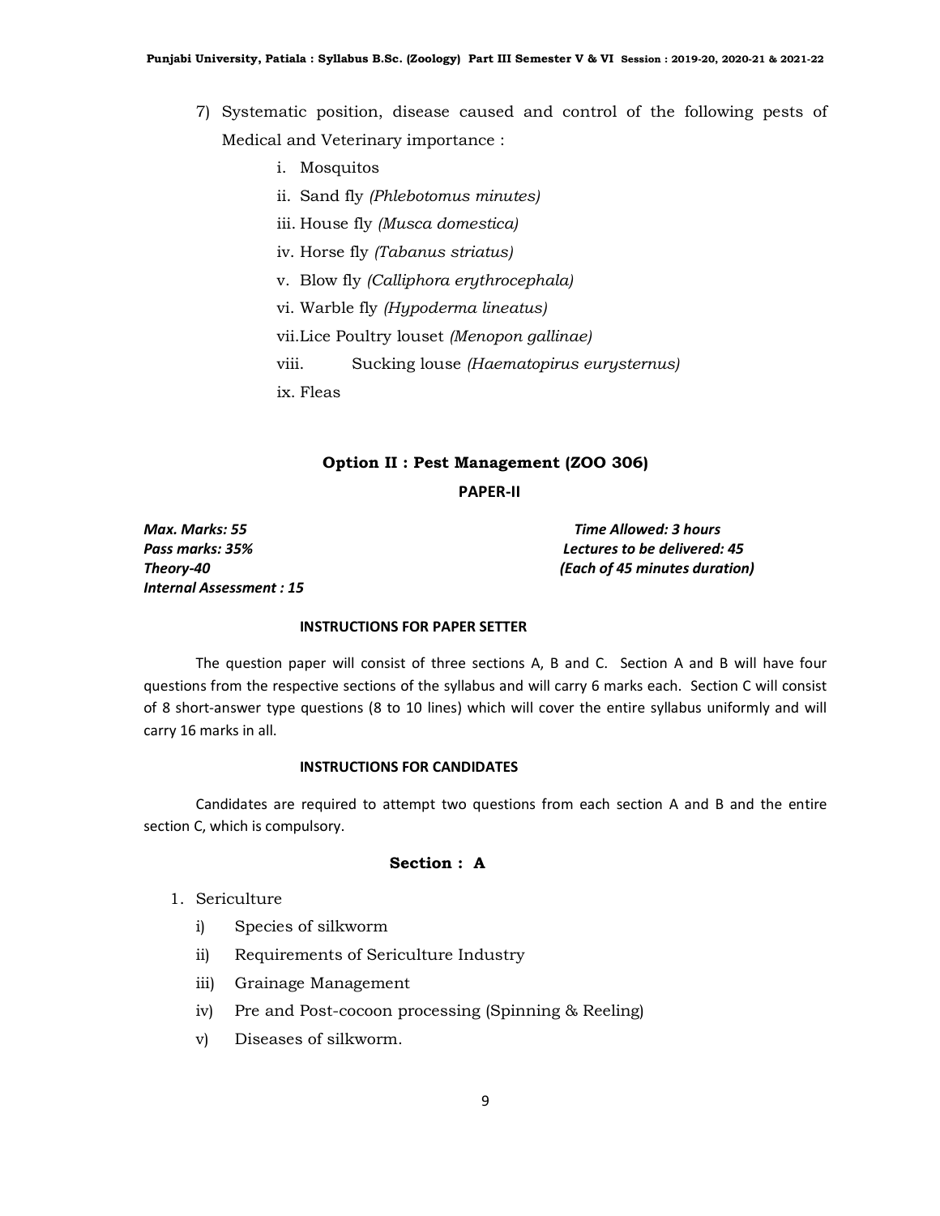7) Systematic position, disease caused and control of the following pests of Medical and Veterinary importance :

    i. Mosquitos
    ii. Sand fly *(Phlebotomus minutes)*
    iii. House fly *(Musca domestica)*
    iv. Horse fly *(Tabanus striatus)*
    v. Blow fly *(Calliphora erythrocephala)*
    vi. Warble fly *(Hypoderma lineatus)*
    vii. Lice Poultry louset *(Menopon gallinae)*
    viii. Sucking louse *(Haematopirus eurysternus)*
    ix. Fleas

## Option II : Pest Management (ZOO 306)

### PAPER-II

***Max. Marks: 55***
***Pass marks: 35%***
***Theory-40***
***Internal Assessment : 15***

***Time Allowed: 3 hours***
***Lectures to be delivered: 45***
***(Each of 45 minutes duration)***

**INSTRUCTIONS FOR PAPER SETTER**

The question paper will consist of three sections A, B and C. Section A and B will have four questions from the respective sections of the syllabus and will carry 6 marks each. Section C will consist of 8 short-answer type questions (8 to 10 lines) which will cover the entire syllabus uniformly and will carry 16 marks in all.

**INSTRUCTIONS FOR CANDIDATES**

Candidates are required to attempt two questions from each section A and B and the entire section C, which is compulsory.

### Section : A

1. Sericulture
    i) Species of silkworm
    ii) Requirements of Sericulture Industry
    iii) Grainage Management
    iv) Pre and Post-cocoon processing (Spinning & Reeling)
    v) Diseases of silkworm.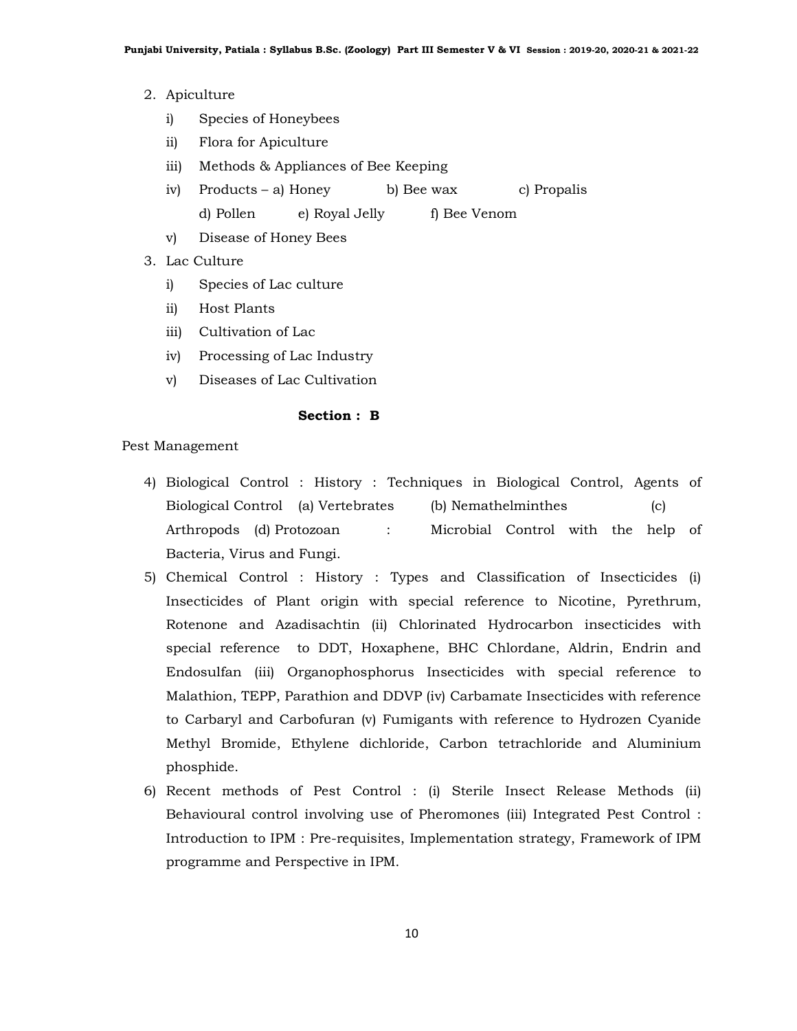2. Apiculture
   - i) Species of Honeybees
   - ii) Flora for Apiculture
   - iii) Methods & Appliances of Bee Keeping
   - iv) Products – a) Honey b) Bee wax c) Propalis d) Pollen e) Royal Jelly f) Bee Venom
   - v) Disease of Honey Bees
3. Lac Culture
   - i) Species of Lac culture
   - ii) Host Plants
   - iii) Cultivation of Lac
   - iv) Processing of Lac Industry
   - v) Diseases of Lac Cultivation

### Section : B

Pest Management

4) Biological Control : History : Techniques in Biological Control, Agents of Biological Control (a) Vertebrates (b) Nemathelminthes (c) Arthropods (d) Protozoan : Microbial Control with the help of Bacteria, Virus and Fungi.
5) Chemical Control : History : Types and Classification of Insecticides (i) Insecticides of Plant origin with special reference to Nicotine, Pyrethrum, Rotenone and Azadisachtin (ii) Chlorinated Hydrocarbon insecticides with special reference to DDT, Hoxaphene, BHC Chlordane, Aldrin, Endrin and Endosulfan (iii) Organophosphorus Insecticides with special reference to Malathion, TEPP, Parathion and DDVP (iv) Carbamate Insecticides with reference to Carbaryl and Carbofuran (v) Fumigants with reference to Hydrozen Cyanide Methyl Bromide, Ethylene dichloride, Carbon tetrachloride and Aluminium phosphide.
6) Recent methods of Pest Control : (i) Sterile Insect Release Methods (ii) Behavioural control involving use of Pheromones (iii) Integrated Pest Control : Introduction to IPM : Pre-requisites, Implementation strategy, Framework of IPM programme and Perspective in IPM.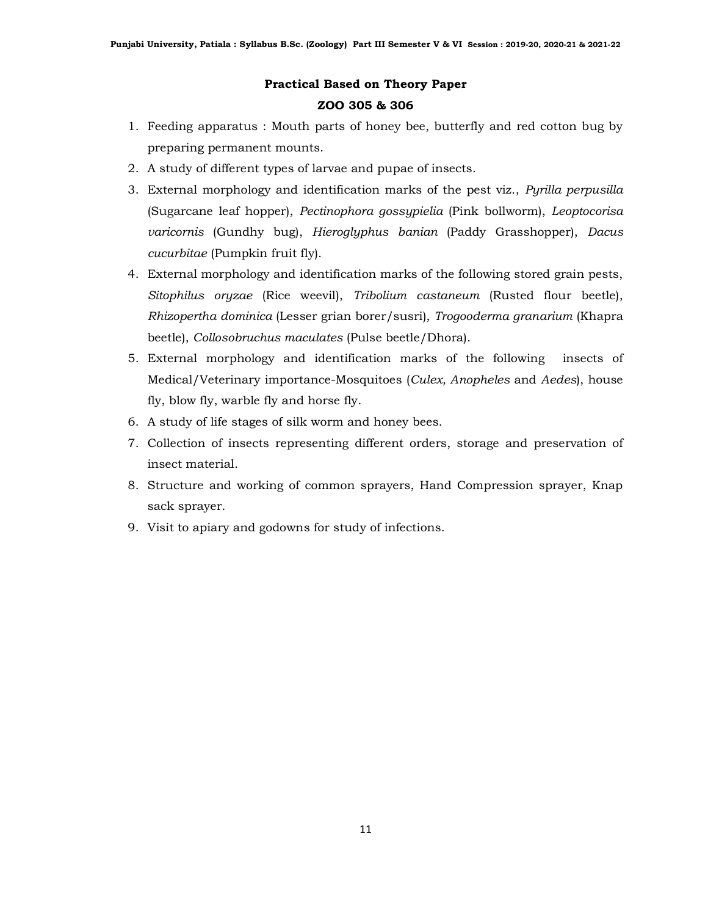**Practical Based on Theory Paper**

**ZOO 305 & 306**

1. Feeding apparatus : Mouth parts of honey bee, butterfly and red cotton bug by preparing permanent mounts.
2. A study of different types of larvae and pupae of insects.
3. External morphology and identification marks of the pest viz., *Pyrilla perpusilla* (Sugarcane leaf hopper), *Pectinophora gossypielia* (Pink bollworm), *Leoptocorisa varicornis* (Gundhy bug), *Hieroglyphus banian* (Paddy Grasshopper), *Dacus cucurbitae* (Pumpkin fruit fly).
4. External morphology and identification marks of the following stored grain pests, *Sitophilus oryzae* (Rice weevil), *Tribolium castaneum* (Rusted flour beetle), *Rhizopertha dominica* (Lesser grian borer/susri), *Trogooderma granarium* (Khapra beetle), *Collosobruchus maculates* (Pulse beetle/Dhora).
5. External morphology and identification marks of the following insects of Medical/Veterinary importance-Mosquitoes (*Culex, Anopheles* and *Aedes*), house fly, blow fly, warble fly and horse fly.
6. A study of life stages of silk worm and honey bees.
7. Collection of insects representing different orders, storage and preservation of insect material.
8. Structure and working of common sprayers, Hand Compression sprayer, Knap sack sprayer.
9. Visit to apiary and godowns for study of infections.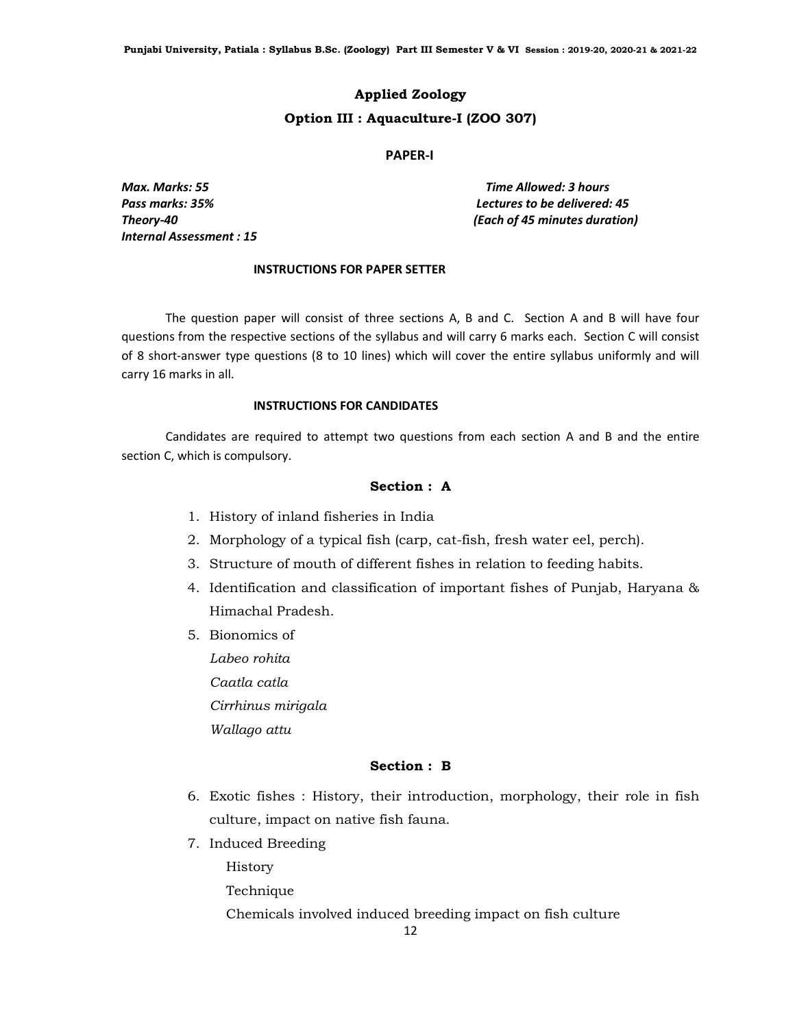## Applied Zoology

## Option III : Aquaculture-I (ZOO 307)

### PAPER-I

*Max. Marks: 55*
*Pass marks: 35%*
*Theory-40*
*Internal Assessment : 15*

*Time Allowed: 3 hours*
*Lectures to be delivered: 45*
*(Each of 45 minutes duration)*

**INSTRUCTIONS FOR PAPER SETTER**

The question paper will consist of three sections A, B and C. Section A and B will have four questions from the respective sections of the syllabus and will carry 6 marks each. Section C will consist of 8 short-answer type questions (8 to 10 lines) which will cover the entire syllabus uniformly and will carry 16 marks in all.

**INSTRUCTIONS FOR CANDIDATES**

Candidates are required to attempt two questions from each section A and B and the entire section C, which is compulsory.

### Section : A

1. History of inland fisheries in India
2. Morphology of a typical fish (carp, cat-fish, fresh water eel, perch).
3. Structure of mouth of different fishes in relation to feeding habits.
4. Identification and classification of important fishes of Punjab, Haryana & Himachal Pradesh.
5. Bionomics of
   *Labeo rohita*
   *Caatla catla*
   *Cirrhinus mirigala*
   *Wallago attu*

### Section : B

6. Exotic fishes : History, their introduction, morphology, their role in fish culture, impact on native fish fauna.
7. Induced Breeding
   History
   Technique
   Chemicals involved induced breeding impact on fish culture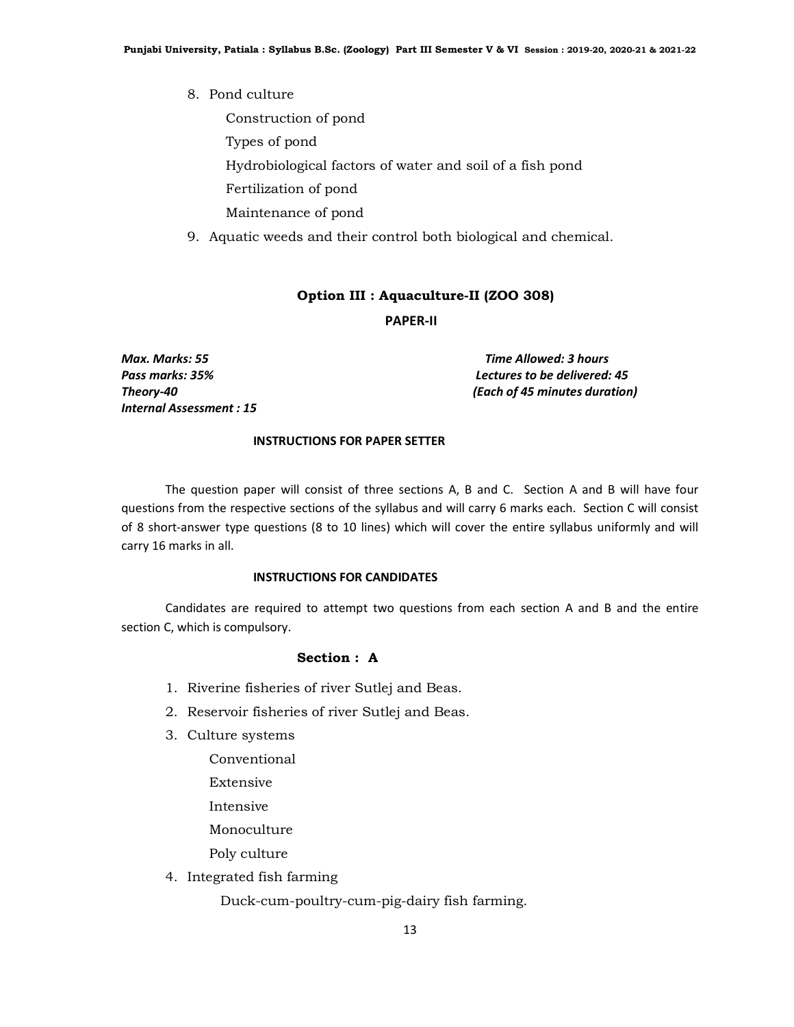8. Pond culture

    Construction of pond

    Types of pond

    Hydrobiological factors of water and soil of a fish pond

    Fertilization of pond

    Maintenance of pond

9. Aquatic weeds and their control both biological and chemical.

## Option III : Aquaculture-II (ZOO 308)

### PAPER-II

***Max. Marks: 55***
***Pass marks: 35%***
***Theory-40***
***Internal Assessment : 15***

***Time Allowed: 3 hours***
***Lectures to be delivered: 45***
***(Each of 45 minutes duration)***

**INSTRUCTIONS FOR PAPER SETTER**

The question paper will consist of three sections A, B and C. Section A and B will have four questions from the respective sections of the syllabus and will carry 6 marks each. Section C will consist of 8 short-answer type questions (8 to 10 lines) which will cover the entire syllabus uniformly and will carry 16 marks in all.

**INSTRUCTIONS FOR CANDIDATES**

Candidates are required to attempt two questions from each section A and B and the entire section C, which is compulsory.

### Section : A

1. Riverine fisheries of river Sutlej and Beas.
2. Reservoir fisheries of river Sutlej and Beas.
3. Culture systems

    Conventional

    Extensive

    Intensive

    Monoculture

    Poly culture

4. Integrated fish farming

    Duck-cum-poultry-cum-pig-dairy fish farming.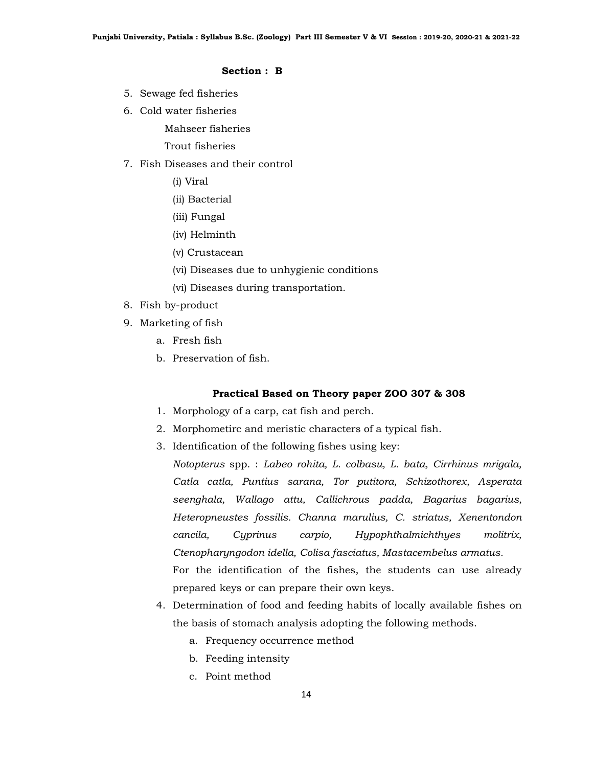### Section : B

5. Sewage fed fisheries
6. Cold water fisheries

    Mahseer fisheries

    Trout fisheries
7. Fish Diseases and their control
    - (i) Viral
    - (ii) Bacterial
    - (iii) Fungal
    - (iv) Helminth
    - (v) Crustacean
    - (vi) Diseases due to unhygienic conditions
    - (vi) Diseases during transportation.
8. Fish by-product
9. Marketing of fish
    a. Fresh fish
    b. Preservation of fish.

### Practical Based on Theory paper ZOO 307 & 308

1. Morphology of a carp, cat fish and perch.
2. Morphometirc and meristic characters of a typical fish.
3. Identification of the following fishes using key:

    *Notopterus* spp. : *Labeo rohita, L. colbasu, L. bata, Cirrhinus mrigala, Catla catla, Puntius sarana, Tor putitora, Schizothorex, Asperata seenghala, Wallago attu, Callichrous padda, Bagarius bagarius, Heteropneustes fossilis. Channa marulius, C. striatus, Xenentondon cancila, Cyprinus carpio, Hypophthalmichthyes molitrix, Ctenopharyngodon idella, Colisa fasciatus, Mastacembelus armatus.*

    For the identification of the fishes, the students can use already prepared keys or can prepare their own keys.
4. Determination of food and feeding habits of locally available fishes on the basis of stomach analysis adopting the following methods.
    a. Frequency occurrence method
    b. Feeding intensity
    c. Point method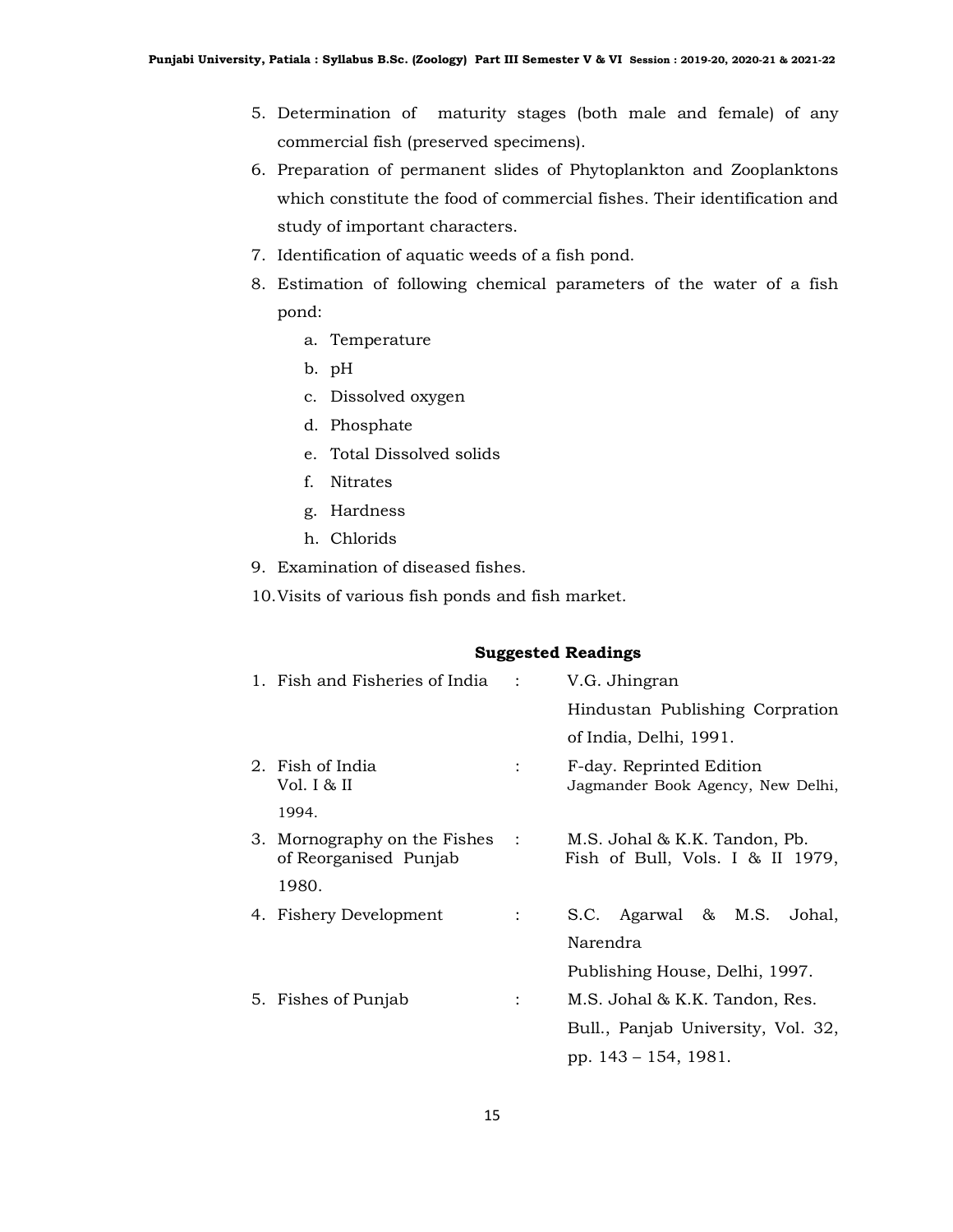5. Determination of maturity stages (both male and female) of any commercial fish (preserved specimens).
6. Preparation of permanent slides of Phytoplankton and Zooplanktons which constitute the food of commercial fishes. Their identification and study of important characters.
7. Identification of aquatic weeds of a fish pond.
8. Estimation of following chemical parameters of the water of a fish pond:
   a. Temperature
   b. pH
   c. Dissolved oxygen
   d. Phosphate
   e. Total Dissolved solids
   f. Nitrates
   g. Hardness
   h. Chlorids
9. Examination of diseased fishes.
10. Visits of various fish ponds and fish market.

**Suggested Readings**

| | | |
|---|---|---|
| 1. Fish and Fisheries of India | : | V.G. Jhingran Hindustan Publishing Corpration of India, Delhi, 1991. |
| 2. Fish of India Vol. I & II 1994. | : | F-day. Reprinted Edition Jagmander Book Agency, New Delhi, |
| 3. Mornography on the Fishes of Reorganised Punjab 1980. | : | M.S. Johal & K.K. Tandon, Pb. Fish of Bull, Vols. I & II 1979, |
| 4. Fishery Development | : | S.C. Agarwal & M.S. Johal, Narendra Publishing House, Delhi, 1997. |
| 5. Fishes of Punjab | : | M.S. Johal & K.K. Tandon, Res. Bull., Panjab University, Vol. 32, pp. 143 – 154, 1981. |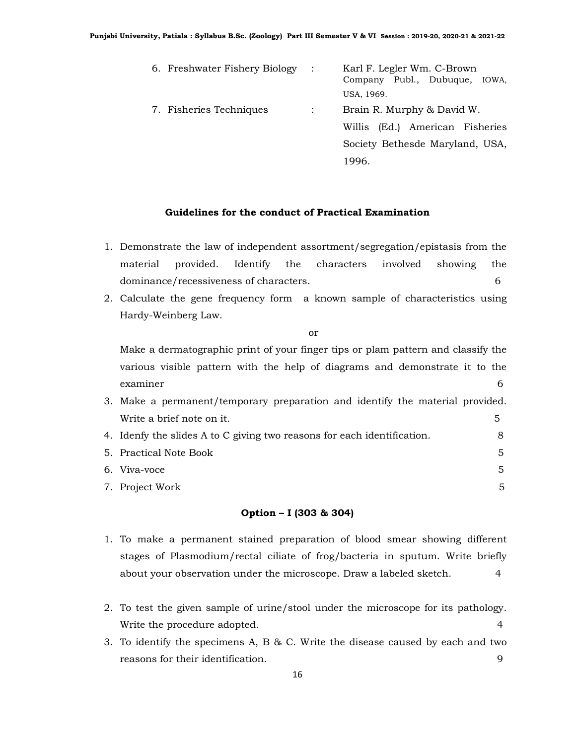6. Freshwater Fishery Biology : Karl F. Legler Wm. C-Brown Company Publ., Dubuque, IOWA, USA, 1969.
7. Fisheries Techniques : Brain R. Murphy & David W. Willis (Ed.) American Fisheries Society Bethesde Maryland, USA, 1996.

### Guidelines for the conduct of Practical Examination

1. Demonstrate the law of independent assortment/segregation/epistasis from the material provided. Identify the characters involved showing the dominance/recessiveness of characters. 6
2. Calculate the gene frequency form a known sample of characteristics using Hardy-Weinberg Law.

   or

   Make a dermatographic print of your finger tips or plam pattern and classify the various visible pattern with the help of diagrams and demonstrate it to the examiner 6
3. Make a permanent/temporary preparation and identify the material provided. Write a brief note on it. 5
4. Idenfy the slides A to C giving two reasons for each identification. 8
5. Practical Note Book 5
6. Viva-voce 5
7. Project Work 5

### Option – I (303 & 304)

1. To make a permanent stained preparation of blood smear showing different stages of Plasmodium/rectal ciliate of frog/bacteria in sputum. Write briefly about your observation under the microscope. Draw a labeled sketch. 4
2. To test the given sample of urine/stool under the microscope for its pathology. Write the procedure adopted. 4
3. To identify the specimens A, B & C. Write the disease caused by each and two reasons for their identification. 9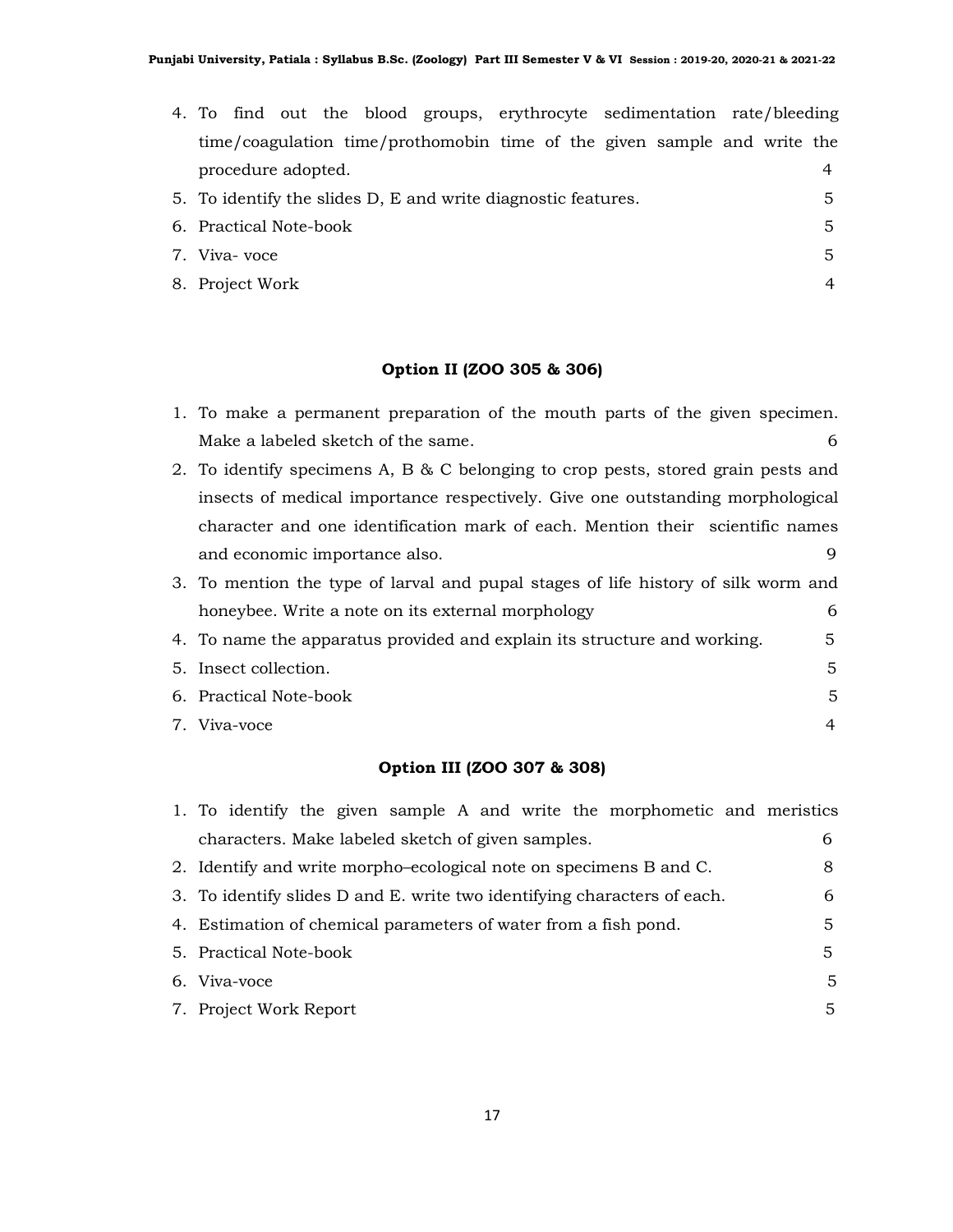4. To find out the blood groups, erythrocyte sedimentation rate/bleeding time/coagulation time/prothomobin time of the given sample and write the procedure adopted. 4
5. To identify the slides D, E and write diagnostic features. 5
6. Practical Note-book 5
7. Viva- voce 5
8. Project Work 4

### Option II (ZOO 305 & 306)

1. To make a permanent preparation of the mouth parts of the given specimen. Make a labeled sketch of the same. 6
2. To identify specimens A, B & C belonging to crop pests, stored grain pests and insects of medical importance respectively. Give one outstanding morphological character and one identification mark of each. Mention their scientific names and economic importance also. 9
3. To mention the type of larval and pupal stages of life history of silk worm and honeybee. Write a note on its external morphology 6
4. To name the apparatus provided and explain its structure and working. 5
5. Insect collection. 5
6. Practical Note-book 5
7. Viva-voce 4

### Option III (ZOO 307 & 308)

1. To identify the given sample A and write the morphometic and meristics characters. Make labeled sketch of given samples. 6
2. Identify and write morpho–ecological note on specimens B and C. 8
3. To identify slides D and E. write two identifying characters of each. 6
4. Estimation of chemical parameters of water from a fish pond. 5
5. Practical Note-book 5
6. Viva-voce 5
7. Project Work Report 5